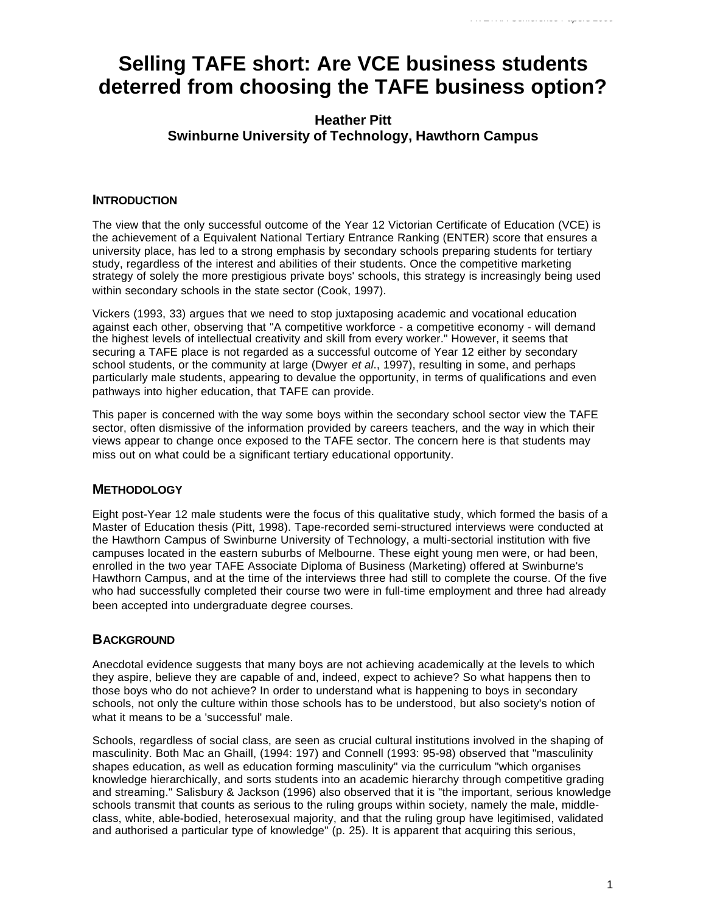# Selling TAFE short: Are VCE business students deterred from choosing the TAFE business option?

**Heather Pitt**
**Swinburne University of Technology, Hawthorn Campus**

## INTRODUCTION

The view that the only successful outcome of the Year 12 Victorian Certificate of Education (VCE) is the achievement of a Equivalent National Tertiary Entrance Ranking (ENTER) score that ensures a university place, has led to a strong emphasis by secondary schools preparing students for tertiary study, regardless of the interest and abilities of their students. Once the competitive marketing strategy of solely the more prestigious private boys' schools, this strategy is increasingly being used within secondary schools in the state sector (Cook, 1997).

Vickers (1993, 33) argues that we need to stop juxtaposing academic and vocational education against each other, observing that "A competitive workforce - a competitive economy - will demand the highest levels of intellectual creativity and skill from every worker." However, it seems that securing a TAFE place is not regarded as a successful outcome of Year 12 either by secondary school students, or the community at large (Dwyer *et al*., 1997), resulting in some, and perhaps particularly male students, appearing to devalue the opportunity, in terms of qualifications and even pathways into higher education, that TAFE can provide.

This paper is concerned with the way some boys within the secondary school sector view the TAFE sector, often dismissive of the information provided by careers teachers, and the way in which their views appear to change once exposed to the TAFE sector. The concern here is that students may miss out on what could be a significant tertiary educational opportunity.

## METHODOLOGY

Eight post-Year 12 male students were the focus of this qualitative study, which formed the basis of a Master of Education thesis (Pitt, 1998). Tape-recorded semi-structured interviews were conducted at the Hawthorn Campus of Swinburne University of Technology, a multi-sectorial institution with five campuses located in the eastern suburbs of Melbourne. These eight young men were, or had been, enrolled in the two year TAFE Associate Diploma of Business (Marketing) offered at Swinburne's Hawthorn Campus, and at the time of the interviews three had still to complete the course. Of the five who had successfully completed their course two were in full-time employment and three had already been accepted into undergraduate degree courses.

## BACKGROUND

Anecdotal evidence suggests that many boys are not achieving academically at the levels to which they aspire, believe they are capable of and, indeed, expect to achieve? So what happens then to those boys who do not achieve? In order to understand what is happening to boys in secondary schools, not only the culture within those schools has to be understood, but also society's notion of what it means to be a 'successful' male.

Schools, regardless of social class, are seen as crucial cultural institutions involved in the shaping of masculinity. Both Mac an Ghaill, (1994: 197) and Connell (1993: 95-98) observed that "masculinity shapes education, as well as education forming masculinity" via the curriculum "which organises knowledge hierarchically, and sorts students into an academic hierarchy through competitive grading and streaming." Salisbury & Jackson (1996) also observed that it is "the important, serious knowledge schools transmit that counts as serious to the ruling groups within society, namely the male, middle-class, white, able-bodied, heterosexual majority, and that the ruling group have legitimised, validated and authorised a particular type of knowledge" (p. 25). It is apparent that acquiring this serious,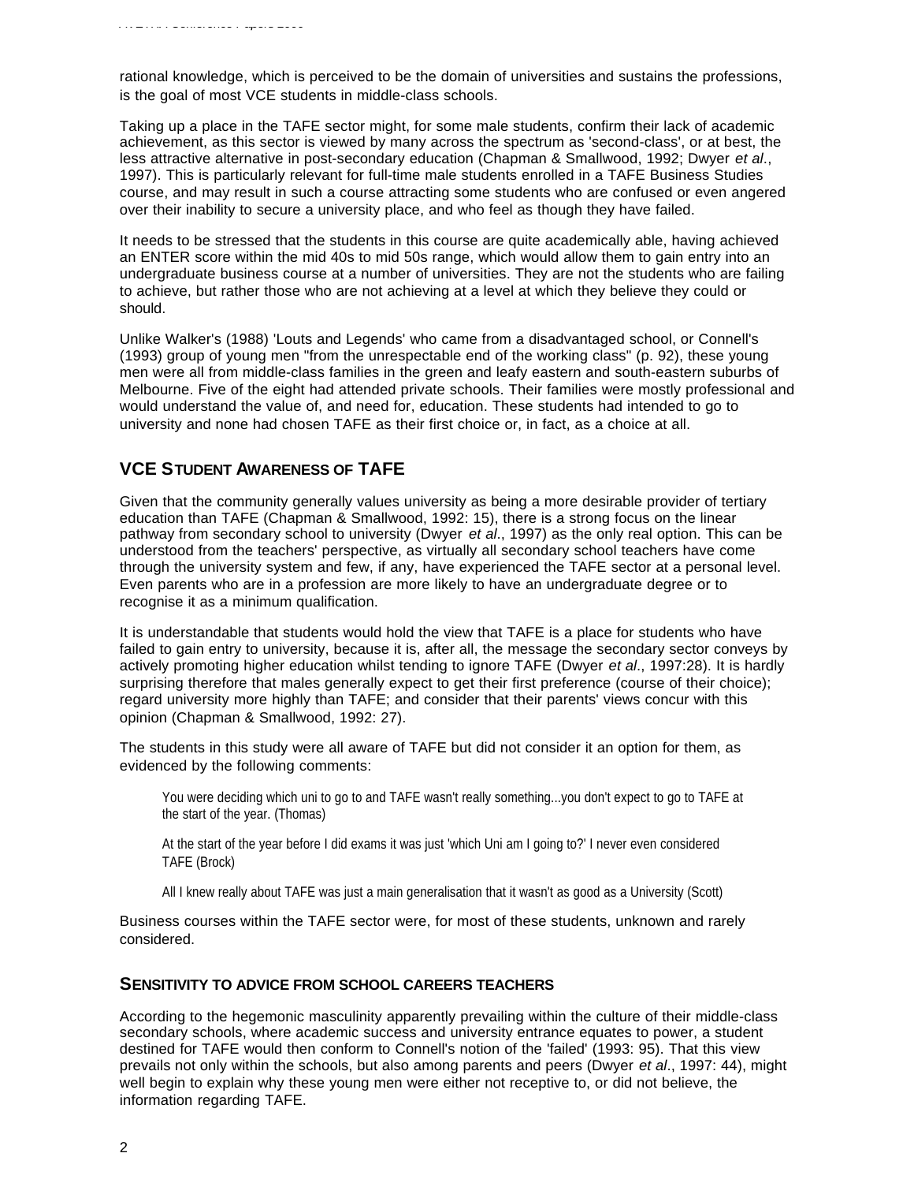rational knowledge, which is perceived to be the domain of universities and sustains the professions, is the goal of most VCE students in middle-class schools.

Taking up a place in the TAFE sector might, for some male students, confirm their lack of academic achievement, as this sector is viewed by many across the spectrum as 'second-class', or at best, the less attractive alternative in post-secondary education (Chapman & Smallwood, 1992; Dwyer *et al.*, 1997). This is particularly relevant for full-time male students enrolled in a TAFE Business Studies course, and may result in such a course attracting some students who are confused or even angered over their inability to secure a university place, and who feel as though they have failed.

It needs to be stressed that the students in this course are quite academically able, having achieved an ENTER score within the mid 40s to mid 50s range, which would allow them to gain entry into an undergraduate business course at a number of universities. They are not the students who are failing to achieve, but rather those who are not achieving at a level at which they believe they could or should.

Unlike Walker's (1988) 'Louts and Legends' who came from a disadvantaged school, or Connell's (1993) group of young men "from the unrespectable end of the working class" (p. 92), these young men were all from middle-class families in the green and leafy eastern and south-eastern suburbs of Melbourne. Five of the eight had attended private schools. Their families were mostly professional and would understand the value of, and need for, education. These students had intended to go to university and none had chosen TAFE as their first choice or, in fact, as a choice at all.

## VCE STUDENT AWARENESS OF TAFE

Given that the community generally values university as being a more desirable provider of tertiary education than TAFE (Chapman & Smallwood, 1992: 15), there is a strong focus on the linear pathway from secondary school to university (Dwyer *et al.*, 1997) as the only real option. This can be understood from the teachers' perspective, as virtually all secondary school teachers have come through the university system and few, if any, have experienced the TAFE sector at a personal level. Even parents who are in a profession are more likely to have an undergraduate degree or to recognise it as a minimum qualification.

It is understandable that students would hold the view that TAFE is a place for students who have failed to gain entry to university, because it is, after all, the message the secondary sector conveys by actively promoting higher education whilst tending to ignore TAFE (Dwyer *et al.*, 1997:28). It is hardly surprising therefore that males generally expect to get their first preference (course of their choice); regard university more highly than TAFE; and consider that their parents' views concur with this opinion (Chapman & Smallwood, 1992: 27).

The students in this study were all aware of TAFE but did not consider it an option for them, as evidenced by the following comments:

> You were deciding which uni to go to and TAFE wasn't really something...you don't expect to go to TAFE at the start of the year. (Thomas)
>
> At the start of the year before I did exams it was just 'which Uni am I going to?' I never even considered TAFE (Brock)
>
> All I knew really about TAFE was just a main generalisation that it wasn't as good as a University (Scott)

Business courses within the TAFE sector were, for most of these students, unknown and rarely considered.

### SENSITIVITY TO ADVICE FROM SCHOOL CAREERS TEACHERS

According to the hegemonic masculinity apparently prevailing within the culture of their middle-class secondary schools, where academic success and university entrance equates to power, a student destined for TAFE would then conform to Connell's notion of the 'failed' (1993: 95). That this view prevails not only within the schools, but also among parents and peers (Dwyer *et al.*, 1997: 44), might well begin to explain why these young men were either not receptive to, or did not believe, the information regarding TAFE.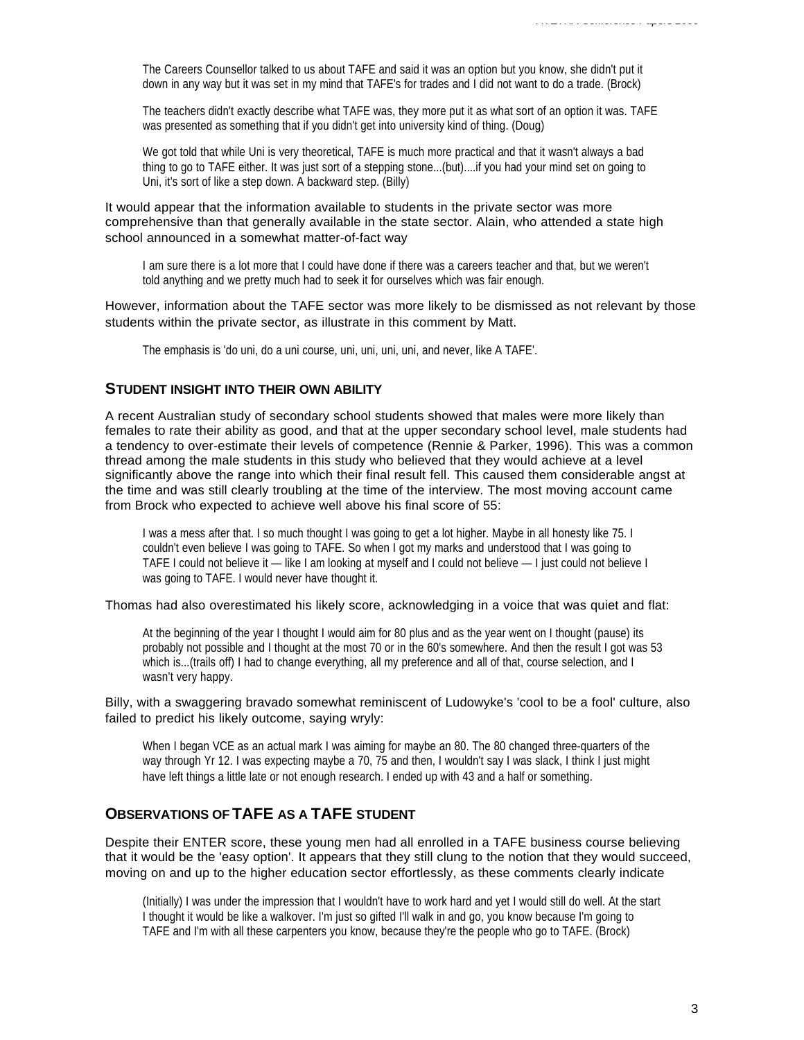> The Careers Counsellor talked to us about TAFE and said it was an option but you know, she didn't put it down in any way but it was set in my mind that TAFE's for trades and I did not want to do a trade. (Brock)

> The teachers didn't exactly describe what TAFE was, they more put it as what sort of an option it was. TAFE was presented as something that if you didn't get into university kind of thing. (Doug)

> We got told that while Uni is very theoretical, TAFE is much more practical and that it wasn't always a bad thing to go to TAFE either. It was just sort of a stepping stone...(but)....if you had your mind set on going to Uni, it's sort of like a step down. A backward step. (Billy)

It would appear that the information available to students in the private sector was more comprehensive than that generally available in the state sector. Alain, who attended a state high school announced in a somewhat matter-of-fact way

> I am sure there is a lot more that I could have done if there was a careers teacher and that, but we weren't told anything and we pretty much had to seek it for ourselves which was fair enough.

However, information about the TAFE sector was more likely to be dismissed as not relevant by those students within the private sector, as illustrate in this comment by Matt.

> The emphasis is 'do uni, do a uni course, uni, uni, uni, uni, and never, like A TAFE'.

## Student insight into their own ability

A recent Australian study of secondary school students showed that males were more likely than females to rate their ability as good, and that at the upper secondary school level, male students had a tendency to over-estimate their levels of competence (Rennie & Parker, 1996). This was a common thread among the male students in this study who believed that they would achieve at a level significantly above the range into which their final result fell. This caused them considerable angst at the time and was still clearly troubling at the time of the interview. The most moving account came from Brock who expected to achieve well above his final score of 55:

> I was a mess after that. I so much thought I was going to get a lot higher. Maybe in all honesty like 75. I couldn't even believe I was going to TAFE. So when I got my marks and understood that I was going to TAFE I could not believe it — like I am looking at myself and I could not believe — I just could not believe I was going to TAFE. I would never have thought it.

Thomas had also overestimated his likely score, acknowledging in a voice that was quiet and flat:

> At the beginning of the year I thought I would aim for 80 plus and as the year went on I thought (pause) its probably not possible and I thought at the most 70 or in the 60's somewhere. And then the result I got was 53 which is...(trails off) I had to change everything, all my preference and all of that, course selection, and I wasn't very happy.

Billy, with a swaggering bravado somewhat reminiscent of Ludowyke's 'cool to be a fool' culture, also failed to predict his likely outcome, saying wryly:

> When I began VCE as an actual mark I was aiming for maybe an 80. The 80 changed three-quarters of the way through Yr 12. I was expecting maybe a 70, 75 and then, I wouldn't say I was slack, I think I just might have left things a little late or not enough research. I ended up with 43 and a half or something.

## Observations of TAFE as a TAFE student

Despite their ENTER score, these young men had all enrolled in a TAFE business course believing that it would be the 'easy option'. It appears that they still clung to the notion that they would succeed, moving on and up to the higher education sector effortlessly, as these comments clearly indicate

> (Initially) I was under the impression that I wouldn't have to work hard and yet I would still do well. At the start I thought it would be like a walkover. I'm just so gifted I'll walk in and go, you know because I'm going to TAFE and I'm with all these carpenters you know, because they're the people who go to TAFE. (Brock)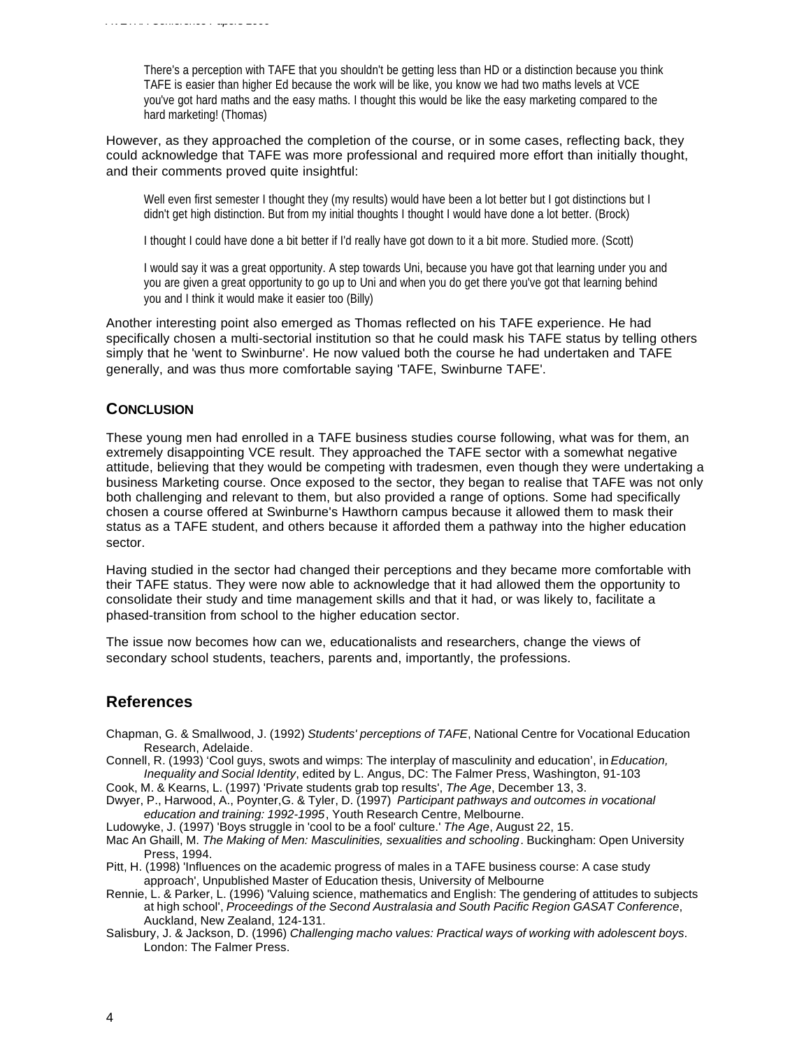> There's a perception with TAFE that you shouldn't be getting less than HD or a distinction because you think TAFE is easier than higher Ed because the work will be like, you know we had two maths levels at VCE you've got hard maths and the easy maths. I thought this would be like the easy marketing compared to the hard marketing! (Thomas)

However, as they approached the completion of the course, or in some cases, reflecting back, they could acknowledge that TAFE was more professional and required more effort than initially thought, and their comments proved quite insightful:

> Well even first semester I thought they (my results) would have been a lot better but I got distinctions but I didn't get high distinction. But from my initial thoughts I thought I would have done a lot better. (Brock)

> I thought I could have done a bit better if I'd really have got down to it a bit more. Studied more. (Scott)

> I would say it was a great opportunity. A step towards Uni, because you have got that learning under you and you are given a great opportunity to go up to Uni and when you do get there you've got that learning behind you and I think it would make it easier too (Billy)

Another interesting point also emerged as Thomas reflected on his TAFE experience. He had specifically chosen a multi-sectorial institution so that he could mask his TAFE status by telling others simply that he 'went to Swinburne'. He now valued both the course he had undertaken and TAFE generally, and was thus more comfortable saying 'TAFE, Swinburne TAFE'.

## CONCLUSION

These young men had enrolled in a TAFE business studies course following, what was for them, an extremely disappointing VCE result. They approached the TAFE sector with a somewhat negative attitude, believing that they would be competing with tradesmen, even though they were undertaking a business Marketing course. Once exposed to the sector, they began to realise that TAFE was not only both challenging and relevant to them, but also provided a range of options. Some had specifically chosen a course offered at Swinburne's Hawthorn campus because it allowed them to mask their status as a TAFE student, and others because it afforded them a pathway into the higher education sector.

Having studied in the sector had changed their perceptions and they became more comfortable with their TAFE status. They were now able to acknowledge that it had allowed them the opportunity to consolidate their study and time management skills and that it had, or was likely to, facilitate a phased-transition from school to the higher education sector.

The issue now becomes how can we, educationalists and researchers, change the views of secondary school students, teachers, parents and, importantly, the professions.

## References

Chapman, G. & Smallwood, J. (1992) *Students' perceptions of TAFE*, National Centre for Vocational Education Research, Adelaide.

Connell, R. (1993) 'Cool guys, swots and wimps: The interplay of masculinity and education', in *Education, Inequality and Social Identity*, edited by L. Angus, DC: The Falmer Press, Washington, 91-103

Cook, M. & Kearns, L. (1997) 'Private students grab top results', *The Age*, December 13, 3.

Dwyer, P., Harwood, A., Poynter,G. & Tyler, D. (1997) *Participant pathways and outcomes in vocational education and training: 1992-1995*, Youth Research Centre, Melbourne.

Ludowyke, J. (1997) 'Boys struggle in 'cool to be a fool' culture.' *The Age*, August 22, 15.

Mac An Ghaill, M. *The Making of Men: Masculinities, sexualities and schooling*. Buckingham: Open University Press, 1994.

Pitt, H. (1998) 'Influences on the academic progress of males in a TAFE business course: A case study approach', Unpublished Master of Education thesis, University of Melbourne

Rennie, L. & Parker, L. (1996) 'Valuing science, mathematics and English: The gendering of attitudes to subjects at high school', *Proceedings of the Second Australasia and South Pacific Region GASAT Conference*, Auckland, New Zealand, 124-131.

Salisbury, J. & Jackson, D. (1996) *Challenging macho values: Practical ways of working with adolescent boys*. London: The Falmer Press.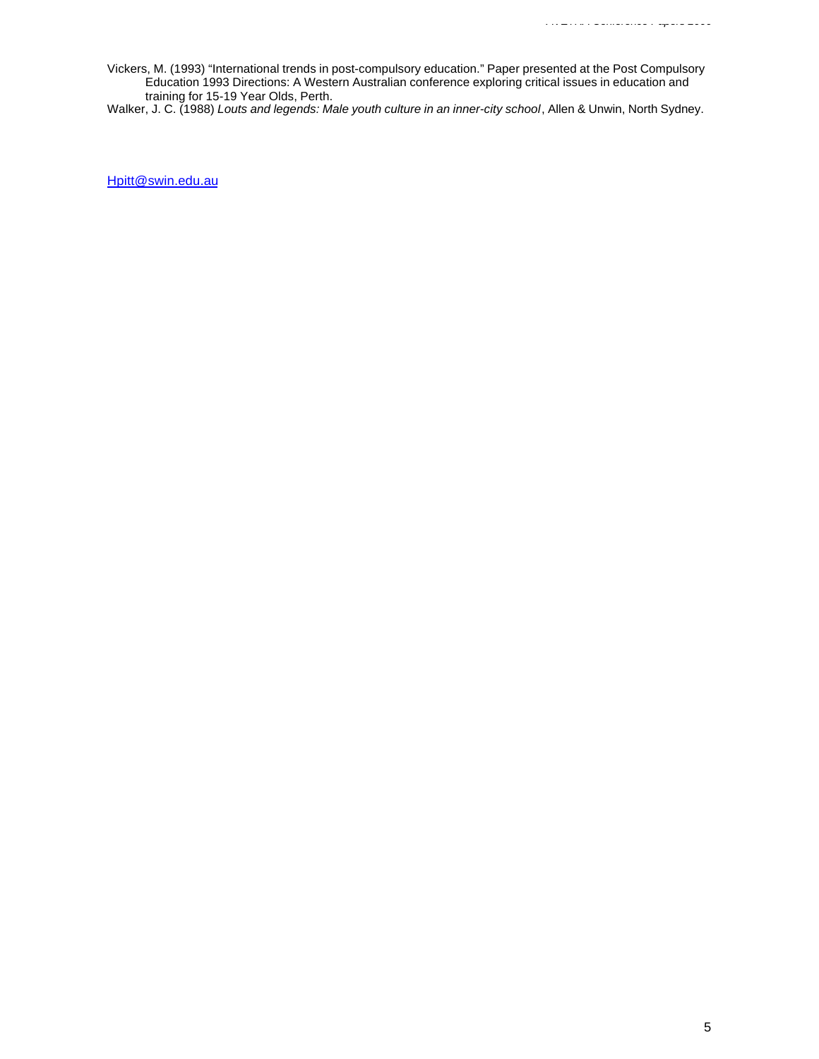Vickers, M. (1993) “International trends in post-compulsory education.” Paper presented at the Post Compulsory Education 1993 Directions: A Western Australian conference exploring critical issues in education and training for 15-19 Year Olds, Perth.

Walker, J. C. (1988) *Louts and legends: Male youth culture in an inner-city school*, Allen & Unwin, North Sydney.

Hpitt@swin.edu.au